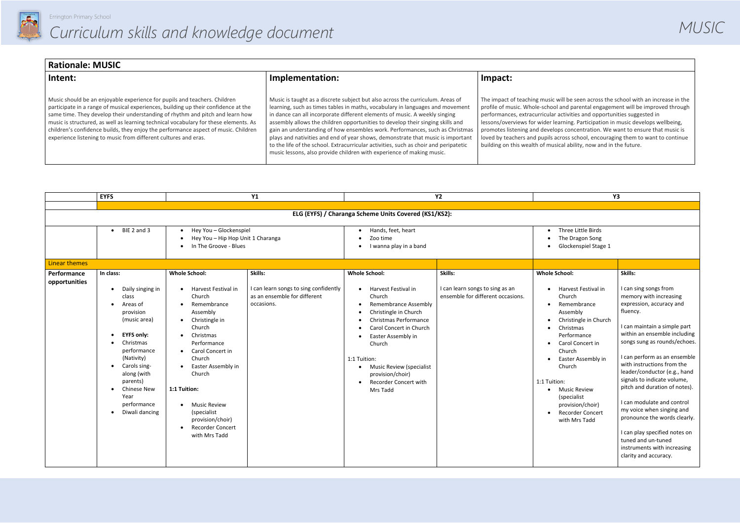# Curriculum skills and knowledge document

# MUSIC

| **Rationale: MUSIC** | | |
|---|---|---|
| **Intent:** | **Implementation:** | **Impact:** |
| Music should be an enjoyable experience for pupils and teachers. Children participate in a range of musical experiences, building up their confidence at the same time. They develop their understanding of rhythm and pitch and learn how music is structured, as well as learning technical vocabulary for these elements. As children's confidence builds, they enjoy the performance aspect of music. Children experience listening to music from different cultures and eras. | Music is taught as a discrete subject but also across the curriculum. Areas of learning, such as times tables in maths, vocabulary in languages and movement in dance can all incorporate different elements of music. A weekly singing assembly allows the children opportunities to develop their singing skills and gain an understanding of how ensembles work. Performances, such as Christmas plays and nativities and end of year shows, demonstrate that music is important to the life of the school. Extracurricular activities, such as choir and peripatetic music lessons, also provide children with experience of making music. | The impact of teaching music will be seen across the school with an increase in the profile of music. Whole-school and parental engagement will be improved through performances, extracurricular activities and opportunities suggested in lessons/overviews for wider learning. Participation in music develops wellbeing, promotes listening and develops concentration. We want to ensure that music is loved by teachers and pupils across school, encouraging them to want to continue building on this wealth of musical ability, now and in the future. |

| | EYFS | Y1 | | Y2 | | Y3 | |
|---|---|---|---|---|---|---|---|
| **ELG (EYFS) / Charanga Scheme Units Covered (KS1/KS2):** | | | | | | | |
| | • BIE 2 and 3 | • Hey You – Glockenspiel<br>• Hey You – Hip Hop Unit 1 Charanga<br>• In The Groove - Blues | | • Hands, feet, heart<br>• Zoo time<br>• I wanna play in a band | | • Three Little Birds<br>• The Dragon Song<br>• Glockenspiel Stage 1 | |
| Linear themes | | | | | | | |
| **Performance opportunities** | **In class:**<br>• Daily singing in class<br>• Areas of provision (music area)<br>• **EYFS only:**<br>• Christmas performance (Nativity)<br>• Carols sing-along (with parents)<br>• Chinese New Year performance<br>• Diwali dancing | **Whole School:**<br>• Harvest Festival in Church<br>• Remembrance Assembly<br>• Christingle in Church<br>• Christmas Performance<br>• Carol Concert in Church<br>• Easter Assembly in Church<br>**1:1 Tuition:**<br>• Music Review (specialist provision/choir)<br>• Recorder Concert with Mrs Tadd | **Skills:**<br>I can learn songs to sing confidently as an ensemble for different occasions. | **Whole School:**<br>• Harvest Festival in Church<br>• Remembrance Assembly<br>• Christingle in Church<br>• Christmas Performance<br>• Carol Concert in Church<br>• Easter Assembly in Church<br>1:1 Tuition:<br>• Music Review (specialist provision/choir)<br>• Recorder Concert with Mrs Tadd | **Skills:**<br>I can learn songs to sing as an ensemble for different occasions. | **Whole School:**<br>• Harvest Festival in Church<br>• Remembrance Assembly<br>• Christingle in Church<br>• Christmas Performance<br>• Carol Concert in Church<br>• Easter Assembly in Church<br>1:1 Tuition:<br>• Music Review (specialist provision/choir)<br>• Recorder Concert with Mrs Tadd | **Skills:**<br>I can sing songs from memory with increasing expression, accuracy and fluency.<br>I can maintain a simple part within an ensemble including songs sung as rounds/echoes.<br>I can perform as an ensemble with instructions from the leader/conductor (e.g., hand signals to indicate volume, pitch and duration of notes).<br>I can modulate and control my voice when singing and pronounce the words clearly.<br>I can play specified notes on tuned and un-tuned instruments with increasing clarity and accuracy. |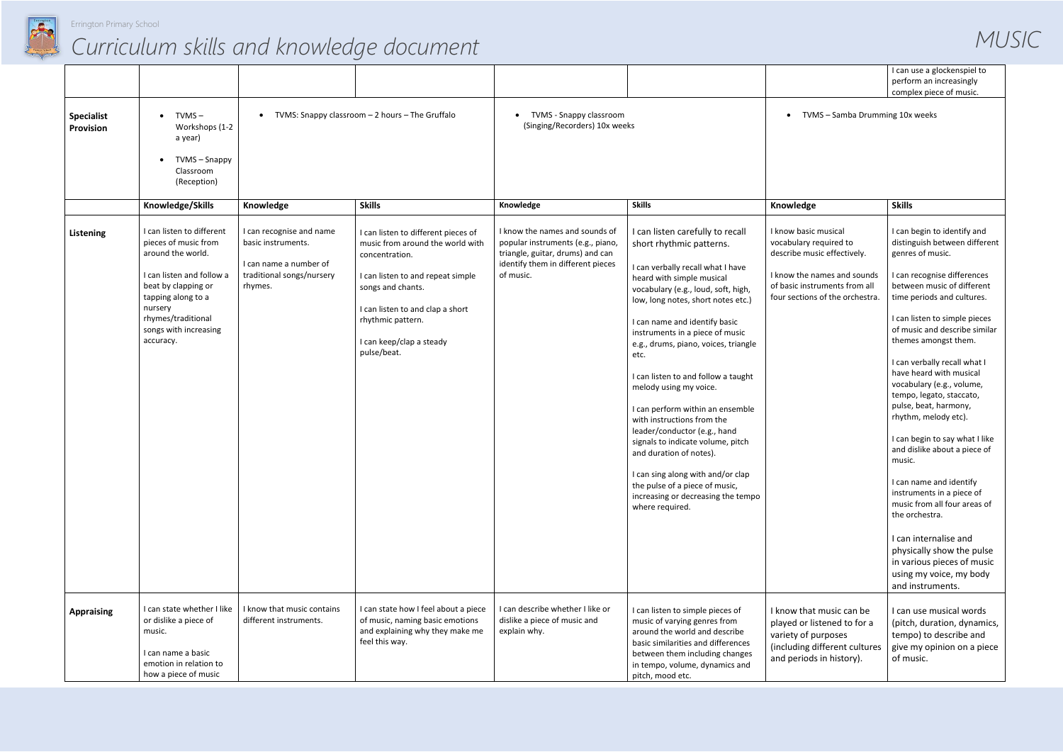# Curriculum skills and knowledge document

## MUSIC

| | | | | | | | |
|---|---|---|---|---|---|---|---|
| | | | | | | | I can use a glockenspiel to perform an increasingly complex piece of music. |
| **Specialist Provision** | • TVMS – Workshops (1-2 a year)<br>• TVMS – Snappy Classroom (Reception) | • TVMS: Snappy classroom – 2 hours – The Gruffalo | | • TVMS - Snappy classroom (Singing/Recorders) 10x weeks | | • TVMS – Samba Drumming 10x weeks | |
| | **Knowledge/Skills** | **Knowledge** | **Skills** | **Knowledge** | **Skills** | **Knowledge** | **Skills** |
| **Listening** | I can listen to different pieces of music from around the world.<br><br>I can listen and follow a beat by clapping or tapping along to a nursery rhymes/traditional songs with increasing accuracy. | I can recognise and name basic instruments.<br><br>I can name a number of traditional songs/nursery rhymes. | I can listen to different pieces of music from around the world with concentration.<br><br>I can listen to and repeat simple songs and chants.<br><br>I can listen to and clap a short rhythmic pattern.<br><br>I can keep/clap a steady pulse/beat. | I know the names and sounds of popular instruments (e.g., piano, triangle, guitar, drums) and can identify them in different pieces of music. | I can listen carefully to recall short rhythmic patterns.<br><br>I can verbally recall what I have heard with simple musical vocabulary (e.g., loud, soft, high, low, long notes, short notes etc.)<br><br>I can name and identify basic instruments in a piece of music e.g., drums, piano, voices, triangle etc.<br><br>I can listen to and follow a taught melody using my voice.<br><br>I can perform within an ensemble with instructions from the leader/conductor (e.g., hand signals to indicate volume, pitch and duration of notes).<br><br>I can sing along with and/or clap the pulse of a piece of music, increasing or decreasing the tempo where required. | I know basic musical vocabulary required to describe music effectively.<br><br>I know the names and sounds of basic instruments from all four sections of the orchestra. | I can begin to identify and distinguish between different genres of music.<br><br>I can recognise differences between music of different time periods and cultures.<br><br>I can listen to simple pieces of music and describe similar themes amongst them.<br><br>I can verbally recall what I have heard with musical vocabulary (e.g., volume, tempo, legato, staccato, pulse, beat, harmony, rhythm, melody etc).<br><br>I can begin to say what I like and dislike about a piece of music.<br><br>I can name and identify instruments in a piece of music from all four areas of the orchestra.<br><br>I can internalise and physically show the pulse in various pieces of music using my voice, my body and instruments. |
| **Appraising** | I can state whether I like or dislike a piece of music.<br><br>I can name a basic emotion in relation to how a piece of music | I know that music contains different instruments. | I can state how I feel about a piece of music, naming basic emotions and explaining why they make me feel this way. | I can describe whether I like or dislike a piece of music and explain why. | I can listen to simple pieces of music of varying genres from around the world and describe basic similarities and differences between them including changes in tempo, volume, dynamics and pitch, mood etc. | I know that music can be played or listened to for a variety of purposes (including different cultures and periods in history). | I can use musical words (pitch, duration, dynamics, tempo) to describe and give my opinion on a piece of music. |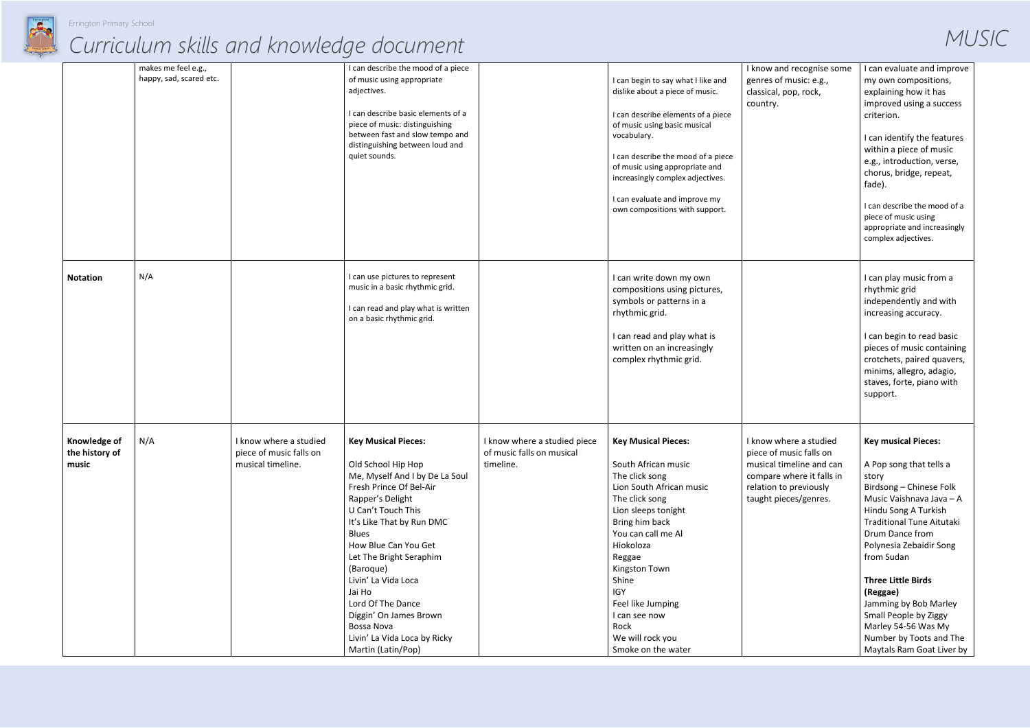# Curriculum skills and knowledge document

MUSIC

| | | | | | | | |
|---|---|---|---|---|---|---|---|
| | makes me feel e.g., happy, sad, scared etc. | | I can describe the mood of a piece of music using appropriate adjectives.<br><br>I can describe basic elements of a piece of music: distinguishing between fast and slow tempo and distinguishing between loud and quiet sounds. | | I can begin to say what I like and dislike about a piece of music.<br><br>I can describe elements of a piece of music using basic musical vocabulary.<br><br>I can describe the mood of a piece of music using appropriate and increasingly complex adjectives.<br><br>I can evaluate and improve my own compositions with support. | I know and recognise some genres of music: e.g., classical, pop, rock, country. | I can evaluate and improve my own compositions, explaining how it has improved using a success criterion.<br><br>I can identify the features within a piece of music e.g., introduction, verse, chorus, bridge, repeat, fade).<br><br>I can describe the mood of a piece of music using appropriate and increasingly complex adjectives. |
| **Notation** | N/A | | I can use pictures to represent music in a basic rhythmic grid.<br><br>I can read and play what is written on a basic rhythmic grid. | | I can write down my own compositions using pictures, symbols or patterns in a rhythmic grid.<br><br>I can read and play what is written on an increasingly complex rhythmic grid. | | I can play music from a rhythmic grid independently and with increasing accuracy.<br><br>I can begin to read basic pieces of music containing crotchets, paired quavers, minims, allegro, adagio, staves, forte, piano with support. |
| **Knowledge of the history of music** | N/A | I know where a studied piece of music falls on musical timeline. | **Key Musical Pieces:**<br><br>Old School Hip Hop<br>Me, Myself And I by De La Soul<br>Fresh Prince Of Bel-Air<br>Rapper's Delight<br>U Can't Touch This<br>It's Like That by Run DMC<br>Blues<br>How Blue Can You Get<br>Let The Bright Seraphim (Baroque)<br>Livin' La Vida Loca<br>Jai Ho<br>Lord Of The Dance<br>Diggin' On James Brown<br>Bossa Nova<br>Livin' La Vida Loca by Ricky Martin (Latin/Pop) | I know where a studied piece of music falls on musical timeline. | **Key Musical Pieces:**<br><br>South African music<br>The click song<br>Lion South African music<br>The click song<br>Lion sleeps tonight<br>Bring him back<br>You can call me Al<br>Hiokoloza<br>Reggae<br>Kingston Town<br>Shine<br>IGY<br>Feel like Jumping<br>I can see now<br>Rock<br>We will rock you<br>Smoke on the water | I know where a studied piece of music falls on musical timeline and can compare where it falls in relation to previously taught pieces/genres. | **Key musical Pieces:**<br><br>A Pop song that tells a story<br>Birdsong – Chinese Folk Music Vaishnava Java – A Hindu Song A Turkish Traditional Tune Aitutaki Drum Dance from Polynesia Zebaidir Song from Sudan<br><br>**Three Little Birds (Reggae)**<br>Jamming by Bob Marley Small People by Ziggy Marley 54-56 Was My Number by Toots and The Maytals Ram Goat Liver by |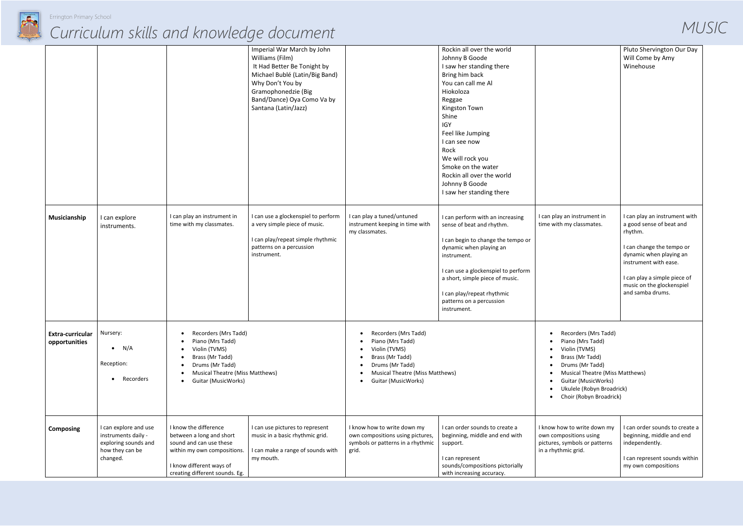| | | | | | | | |
|---|---|---|---|---|---|---|---|
| | | | Imperial War March by John Williams (Film)<br>It Had Better Be Tonight by Michael Bublé (Latin/Big Band)<br>Why Don't You by Gramophonedzie (Big Band/Dance) Oya Como Va by Santana (Latin/Jazz) | | Rockin all over the world<br>Johnny B Goode<br>I saw her standing there<br>Bring him back<br>You can call me Al<br>Hiokoloza<br>Reggae<br>Kingston Town<br>Shine<br>IGY<br>Feel like Jumping<br>I can see now<br>Rock<br>We will rock you<br>Smoke on the water<br>Rockin all over the world<br>Johnny B Goode<br>I saw her standing there | | Pluto Shervington Our Day Will Come by Amy Winehouse |
| **Musicianship** | I can explore instruments. | I can play an instrument in time with my classmates. | I can use a glockenspiel to perform a very simple piece of music.<br><br>I can play/repeat simple rhythmic patterns on a percussion instrument. | I can play a tuned/untuned instrument keeping in time with my classmates. | I can perform with an increasing sense of beat and rhythm.<br><br>I can begin to change the tempo or dynamic when playing an instrument.<br><br>I can use a glockenspiel to perform a short, simple piece of music.<br><br>I can play/repeat rhythmic patterns on a percussion instrument. | I can play an instrument in time with my classmates. | I can play an instrument with a good sense of beat and rhythm.<br><br>I can change the tempo or dynamic when playing an instrument with ease.<br><br>I can play a simple piece of music on the glockenspiel and samba drums. |
| **Extra-curricular opportunities** | Nursery:<br>• N/A<br><br>Reception:<br>• Recorders | • Recorders (Mrs Tadd)<br>• Piano (Mrs Tadd)<br>• Violin (TVMS)<br>• Brass (Mr Tadd)<br>• Drums (Mr Tadd)<br>• Musical Theatre (Miss Matthews)<br>• Guitar (MusicWorks) | | • Recorders (Mrs Tadd)<br>• Piano (Mrs Tadd)<br>• Violin (TVMS)<br>• Brass (Mr Tadd)<br>• Drums (Mr Tadd)<br>• Musical Theatre (Miss Matthews)<br>• Guitar (MusicWorks) | | • Recorders (Mrs Tadd)<br>• Piano (Mrs Tadd)<br>• Violin (TVMS)<br>• Brass (Mr Tadd)<br>• Drums (Mr Tadd)<br>• Musical Theatre (Miss Matthews)<br>• Guitar (MusicWorks)<br>• Ukulele (Robyn Broadrick)<br>• Choir (Robyn Broadrick) | |
| **Composing** | I can explore and use instruments daily - exploring sounds and how they can be changed. | I know the difference between a long and short sound and can use these within my own compositions.<br><br>I know different ways of creating different sounds. Eg. | I can use pictures to represent music in a basic rhythmic grid.<br><br>I can make a range of sounds with my mouth. | I know how to write down my own compositions using pictures, symbols or patterns in a rhythmic grid. | I can order sounds to create a beginning, middle and end with support.<br><br>I can represent sounds/compositions pictorially with increasing accuracy. | I know how to write down my own compositions using pictures, symbols or patterns in a rhythmic grid. | I can order sounds to create a beginning, middle and end independently.<br><br>I can represent sounds within my own compositions |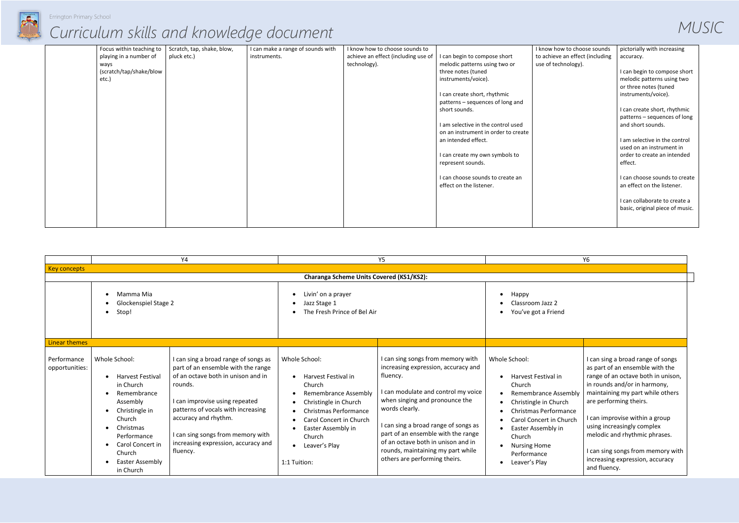# Curriculum skills and knowledge document

MUSIC

| | | | | | | | |
|---|---|---|---|---|---|---|---|
| | Focus within teaching to playing in a number of ways (scratch/tap/shake/blow etc.) | Scratch, tap, shake, blow, pluck etc.) | I can make a range of sounds with instruments. | I know how to choose sounds to achieve an effect (including use of technology). | I can begin to compose short melodic patterns using two or three notes (tuned instruments/voice).<br><br>I can create short, rhythmic patterns – sequences of long and short sounds.<br><br>I am selective in the control used on an instrument in order to create an intended effect.<br><br>I can create my own symbols to represent sounds.<br><br>I can choose sounds to create an effect on the listener. | I know how to choose sounds to achieve an effect (including use of technology). | pictorially with increasing accuracy.<br><br>I can begin to compose short melodic patterns using two or three notes (tuned instruments/voice).<br><br>I can create short, rhythmic patterns – sequences of long and short sounds.<br><br>I am selective in the control used on an instrument in order to create an intended effect.<br><br>I can choose sounds to create an effect on the listener.<br><br>I can collaborate to create a basic, original piece of music. |

| | Y4 | | Y5 | | Y6 | |
|---|---|---|---|---|---|---|
| **Key concepts** | | | | | | |
| | **Charanga Scheme Units Covered (KS1/KS2):** | | | | | |
| | • Mamma Mia<br>• Glockenspiel Stage 2<br>• Stop! | | • Livin' on a prayer<br>• Jazz Stage 1<br>• The Fresh Prince of Bel Air | | • Happy<br>• Classroom Jazz 2<br>• You've got a Friend | |
| **Linear themes** | | | | | | |
| Performance opportunities: | Whole School:<br>• Harvest Festival in Church<br>• Remembrance Assembly<br>• Christingle in Church<br>• Christmas Performance<br>• Carol Concert in Church<br>• Easter Assembly in Church | I can sing a broad range of songs as part of an ensemble with the range of an octave both in unison and in rounds.<br><br>I can improvise using repeated patterns of vocals with increasing accuracy and rhythm.<br><br>I can sing songs from memory with increasing expression, accuracy and fluency. | Whole School:<br>• Harvest Festival in Church<br>• Remembrance Assembly<br>• Christingle in Church<br>• Christmas Performance<br>• Carol Concert in Church<br>• Easter Assembly in Church<br>• Leaver's Play<br><br>1:1 Tuition: | I can sing songs from memory with increasing expression, accuracy and fluency.<br><br>I can modulate and control my voice when singing and pronounce the words clearly.<br><br>I can sing a broad range of songs as part of an ensemble with the range of an octave both in unison and in rounds, maintaining my part while others are performing theirs. | Whole School:<br>• Harvest Festival in Church<br>• Remembrance Assembly<br>• Christingle in Church<br>• Christmas Performance<br>• Carol Concert in Church<br>• Easter Assembly in Church<br>• Nursing Home Performance<br>• Leaver's Play | I can sing a broad range of songs as part of an ensemble with the range of an octave both in unison, in rounds and/or in harmony, maintaining my part while others are performing theirs.<br><br>I can improvise within a group using increasingly complex melodic and rhythmic phrases.<br><br>I can sing songs from memory with increasing expression, accuracy and fluency. |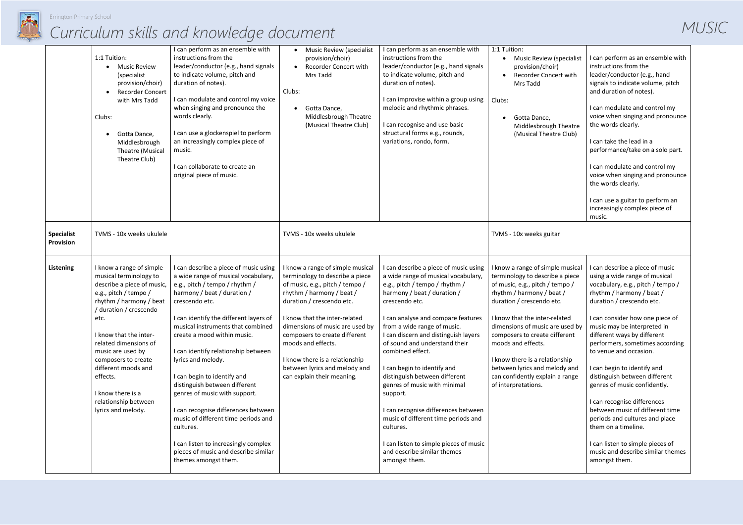# Curriculum skills and knowledge document

# MUSIC

| | | | | | | |
|---|---|---|---|---|---|---|
| | 1:1 Tuition:<br>• Music Review (specialist provision/choir)<br>• Recorder Concert with Mrs Tadd<br><br>Clubs:<br><br>• Gotta Dance, Middlesbrough Theatre (Musical Theatre Club) | I can perform as an ensemble with instructions from the leader/conductor (e.g., hand signals to indicate volume, pitch and duration of notes).<br><br>I can modulate and control my voice when singing and pronounce the words clearly.<br><br>I can use a glockenspiel to perform an increasingly complex piece of music.<br><br>I can collaborate to create an original piece of music. | • Music Review (specialist provision/choir)<br>• Recorder Concert with Mrs Tadd<br><br>Clubs:<br><br>• Gotta Dance, Middlesbrough Theatre (Musical Theatre Club) | I can perform as an ensemble with instructions from the leader/conductor (e.g., hand signals to indicate volume, pitch and duration of notes).<br><br>I can improvise within a group using melodic and rhythmic phrases.<br><br>I can recognise and use basic structural forms e.g., rounds, variations, rondo, form. | 1:1 Tuition:<br>• Music Review (specialist provision/choir)<br>• Recorder Concert with Mrs Tadd<br><br>Clubs:<br><br>• Gotta Dance, Middlesbrough Theatre (Musical Theatre Club) | I can perform as an ensemble with instructions from the leader/conductor (e.g., hand signals to indicate volume, pitch and duration of notes).<br><br>I can modulate and control my voice when singing and pronounce the words clearly.<br><br>I can take the lead in a performance/take on a solo part.<br><br>I can modulate and control my voice when singing and pronounce the words clearly.<br><br>I can use a guitar to perform an increasingly complex piece of music. |
| **Specialist Provision** | TVMS - 10x weeks ukulele | | TVMS - 10x weeks ukulele | | TVMS - 10x weeks guitar | |
| **Listening** | I know a range of simple musical terminology to describe a piece of music, e.g., pitch / tempo / rhythm / harmony / beat / duration / crescendo etc.<br><br>I know that the inter-related dimensions of music are used by composers to create different moods and effects.<br><br>I know there is a relationship between lyrics and melody. | I can describe a piece of music using a wide range of musical vocabulary, e.g., pitch / tempo / rhythm / harmony / beat / duration / crescendo etc.<br><br>I can identify the different layers of musical instruments that combined create a mood within music.<br><br>I can identify relationship between lyrics and melody.<br><br>I can begin to identify and distinguish between different genres of music with support.<br><br>I can recognise differences between music of different time periods and cultures.<br><br>I can listen to increasingly complex pieces of music and describe similar themes amongst them. | I know a range of simple musical terminology to describe a piece of music, e.g., pitch / tempo / rhythm / harmony / beat / duration / crescendo etc.<br><br>I know that the inter-related dimensions of music are used by composers to create different moods and effects.<br><br>I know there is a relationship between lyrics and melody and can explain their meaning. | I can describe a piece of music using a wide range of musical vocabulary, e.g., pitch / tempo / rhythm / harmony / beat / duration / crescendo etc.<br><br>I can analyse and compare features from a wide range of music.<br>I can discern and distinguish layers of sound and understand their combined effect.<br><br>I can begin to identify and distinguish between different genres of music with minimal support.<br><br>I can recognise differences between music of different time periods and cultures.<br><br>I can listen to simple pieces of music and describe similar themes amongst them. | I know a range of simple musical terminology to describe a piece of music, e.g., pitch / tempo / rhythm / harmony / beat / duration / crescendo etc.<br><br>I know that the inter-related dimensions of music are used by composers to create different moods and effects.<br><br>I know there is a relationship between lyrics and melody and can confidently explain a range of interpretations. | I can describe a piece of music using a wide range of musical vocabulary, e.g., pitch / tempo / rhythm / harmony / beat / duration / crescendo etc.<br><br>I can consider how one piece of music may be interpreted in different ways by different performers, sometimes according to venue and occasion.<br><br>I can begin to identify and distinguish between different genres of music confidently.<br><br>I can recognise differences between music of different time periods and cultures and place them on a timeline.<br><br>I can listen to simple pieces of music and describe similar themes amongst them. |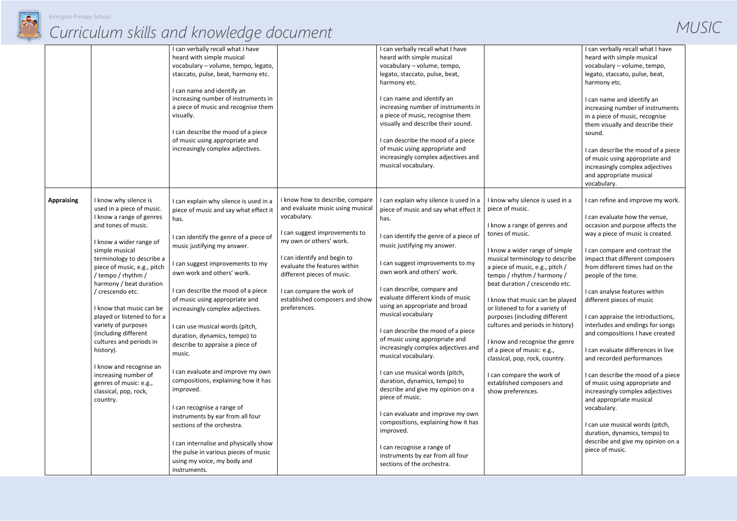# Curriculum skills and knowledge document

## MUSIC

| | | | | | | |
|---|---|---|---|---|---|---|
| | | I can verbally recall what I have heard with simple musical vocabulary – volume, tempo, legato, staccato, pulse, beat, harmony etc.<br><br>I can name and identify an increasing number of instruments in a piece of music and recognise them visually.<br><br>I can describe the mood of a piece of music using appropriate and increasingly complex adjectives. | | I can verbally recall what I have heard with simple musical vocabulary – volume, tempo, legato, staccato, pulse, beat, harmony etc.<br><br>I can name and identify an increasing number of instruments in a piece of music, recognise them visually and describe their sound.<br><br>I can describe the mood of a piece of music using appropriate and increasingly complex adjectives and musical vocabulary. | | I can verbally recall what I have heard with simple musical vocabulary – volume, tempo, legato, staccato, pulse, beat, harmony etc.<br><br>I can name and identify an increasing number of instruments in a piece of music, recognise them visually and describe their sound.<br><br>I can describe the mood of a piece of music using appropriate and increasingly complex adjectives and appropriate musical vocabulary. |
| **Appraising** | I know why silence is used in a piece of music.<br>I know a range of genres and tones of music.<br><br>I know a wider range of simple musical terminology to describe a piece of music, e.g., pitch / tempo / rhythm / harmony / beat duration / crescendo etc.<br><br>I know that music can be played or listened to for a variety of purposes (including different cultures and periods in history).<br><br>I know and recognise an increasing number of genres of music: e.g., classical, pop, rock, country. | I can explain why silence is used in a piece of music and say what effect it has.<br><br>I can identify the genre of a piece of music justifying my answer.<br><br>I can suggest improvements to my own work and others' work.<br><br>I can describe the mood of a piece of music using appropriate and increasingly complex adjectives.<br><br>I can use musical words (pitch, duration, dynamics, tempo) to describe to appraise a piece of music.<br><br>I can evaluate and improve my own compositions, explaining how it has improved.<br><br>I can recognise a range of instruments by ear from all four sections of the orchestra.<br><br>I can internalise and physically show the pulse in various pieces of music using my voice, my body and instruments. | I know how to describe, compare and evaluate music using musical vocabulary.<br><br>I can suggest improvements to my own or others' work.<br><br>I can identify and begin to evaluate the features within different pieces of music.<br><br>I can compare the work of established composers and show preferences. | I can explain why silence is used in a piece of music and say what effect it has.<br><br>I can identify the genre of a piece of music justifying my answer.<br><br>I can suggest improvements to my own work and others' work.<br><br>I can describe, compare and evaluate different kinds of music using an appropriate and broad musical vocabulary<br><br>I can describe the mood of a piece of music using appropriate and increasingly complex adjectives and musical vocabulary.<br><br>I can use musical words (pitch, duration, dynamics, tempo) to describe and give my opinion on a piece of music.<br><br>I can evaluate and improve my own compositions, explaining how it has improved.<br><br>I can recognise a range of instruments by ear from all four sections of the orchestra. | I know why silence is used in a piece of music.<br><br>I know a range of genres and tones of music.<br><br>I know a wider range of simple musical terminology to describe a piece of music, e.g., pitch / tempo / rhythm / harmony / beat duration / crescendo etc.<br><br>I know that music can be played or listened to for a variety of purposes (including different cultures and periods in history)<br><br>I know and recognise the genre of a piece of music: e.g., classical, pop, rock, country.<br><br>I can compare the work of established composers and show preferences. | I can refine and improve my work.<br><br>I can evaluate how the venue, occasion and purpose affects the way a piece of music is created.<br><br>I can compare and contrast the impact that different composers from different times had on the people of the time.<br><br>I can analyse features within different pieces of music<br><br>I can appraise the introductions, interludes and endings for songs and compositions I have created<br><br>I can evaluate differences in live and recorded performances<br><br>I can describe the mood of a piece of music using appropriate and increasingly complex adjectives and appropriate musical vocabulary.<br><br>I can use musical words (pitch, duration, dynamics, tempo) to describe and give my opinion on a piece of music. |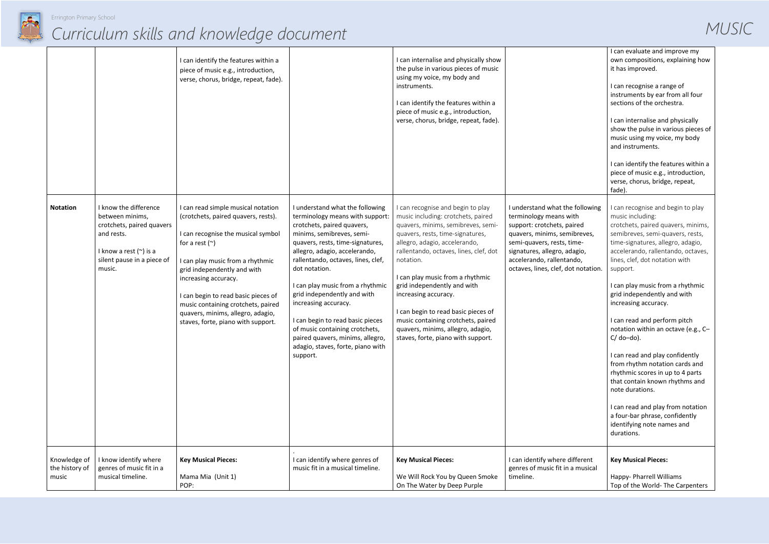| | | | | | | |
|---|---|---|---|---|---|---|
| | | I can identify the features within a piece of music e.g., introduction, verse, chorus, bridge, repeat, fade). | | I can internalise and physically show the pulse in various pieces of music using my voice, my body and instruments.<br><br>I can identify the features within a piece of music e.g., introduction, verse, chorus, bridge, repeat, fade). | | I can evaluate and improve my own compositions, explaining how it has improved.<br><br>I can recognise a range of instruments by ear from all four sections of the orchestra.<br><br>I can internalise and physically show the pulse in various pieces of music using my voice, my body and instruments.<br><br>I can identify the features within a piece of music e.g., introduction, verse, chorus, bridge, repeat, fade). |
| **Notation** | I know the difference between minims, crotchets, paired quavers and rests.<br><br>I know a rest (~) is a silent pause in a piece of music. | I can read simple musical notation (crotchets, paired quavers, rests).<br><br>I can recognise the musical symbol for a rest (~)<br><br>I can play music from a rhythmic grid independently and with increasing accuracy.<br><br>I can begin to read basic pieces of music containing crotchets, paired quavers, minims, allegro, adagio, staves, forte, piano with support. | I understand what the following terminology means with support: crotchets, paired quavers, minims, semibreves, semi-quavers, rests, time-signatures, allegro, adagio, accelerando, rallentando, octaves, lines, clef, dot notation.<br><br>I can play music from a rhythmic grid independently and with increasing accuracy.<br><br>I can begin to read basic pieces of music containing crotchets, paired quavers, minims, allegro, adagio, staves, forte, piano with support. | I can recognise and begin to play music including: crotchets, paired quavers, minims, semibreves, semi-quavers, rests, time-signatures, allegro, adagio, accelerando, rallentando, octaves, lines, clef, dot notation.<br><br>I can play music from a rhythmic grid independently and with increasing accuracy.<br><br>I can begin to read basic pieces of music containing crotchets, paired quavers, minims, allegro, adagio, staves, forte, piano with support. | I understand what the following terminology means with support: crotchets, paired quavers, minims, semibreves, semi-quavers, rests, time-signatures, allegro, adagio, accelerando, rallentando, octaves, lines, clef, dot notation. | I can recognise and begin to play music including: crotchets, paired quavers, minims, semibreves, semi-quavers, rests, time-signatures, allegro, adagio, accelerando, rallentando, octaves, lines, clef, dot notation with support.<br><br>I can play music from a rhythmic grid independently and with increasing accuracy.<br><br>I can read and perform pitch notation within an octave (e.g., C–C/ do–do).<br><br>I can read and play confidently from rhythm notation cards and rhythmic scores in up to 4 parts that contain known rhythms and note durations.<br><br>I can read and play from notation a four-bar phrase, confidently identifying note names and durations. |
| Knowledge of the history of music | I know identify where genres of music fit in a musical timeline. | **Key Musical Pieces:**<br><br>Mama Mia (Unit 1)<br>POP: | .<br>I can identify where genres of music fit in a musical timeline. | **Key Musical Pieces:**<br><br>We Will Rock You by Queen Smoke On The Water by Deep Purple | I can identify where different genres of music fit in a musical timeline. | **Key Musical Pieces:**<br><br>Happy- Pharrell Williams<br>Top of the World- The Carpenters |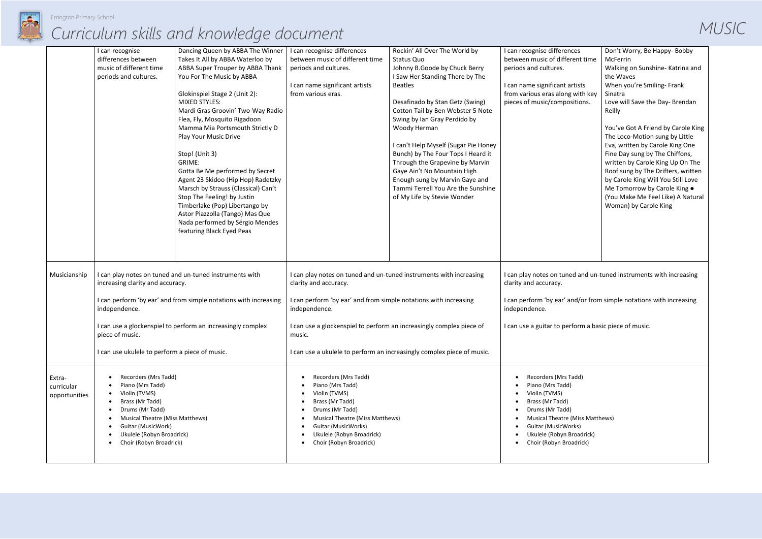# Curriculum skills and knowledge document

## MUSIC

| | | | | | | |
|---|---|---|---|---|---|---|
| | I can recognise differences between music of different time periods and cultures. | Dancing Queen by ABBA The Winner Takes It All by ABBA Waterloo by ABBA Super Trouper by ABBA Thank You For The Music by ABBA<br><br>Glokinspiel Stage 2 (Unit 2): MIXED STYLES: Mardi Gras Groovin' Two-Way Radio Flea, Fly, Mosquito Rigadoon Mamma Mia Portsmouth Strictly D Play Your Music Drive<br><br>Stop! (Unit 3) GRIME: Gotta Be Me performed by Secret Agent 23 Skidoo (Hip Hop) Radetzky Marsch by Strauss (Classical) Can't Stop The Feeling! by Justin Timberlake (Pop) Libertango by Astor Piazzolla (Tango) Mas Que Nada performed by Sérgio Mendes featuring Black Eyed Peas | I can recognise differences between music of different time periods and cultures.<br><br>I can name significant artists from various eras. | Rockin' All Over The World by Status Quo Johnny B.Goode by Chuck Berry I Saw Her Standing There by The Beatles<br><br>Desafinado by Stan Getz (Swing) Cotton Tail by Ben Webster 5 Note Swing by Ian Gray Perdido by Woody Herman<br><br>I can't Help Myself (Sugar Pie Honey Bunch) by The Four Tops I Heard it Through the Grapevine by Marvin Gaye Ain't No Mountain High Enough sung by Marvin Gaye and Tammi Terrell You Are the Sunshine of My Life by Stevie Wonder | I can recognise differences between music of different time periods and cultures.<br><br>I can name significant artists from various eras along with key pieces of music/compositions. | Don't Worry, Be Happy- Bobby McFerrin Walking on Sunshine- Katrina and the Waves When you're Smiling- Frank Sinatra Love will Save the Day- Brendan Reilly<br><br>You've Got A Friend by Carole King The Loco-Motion sung by Little Eva, written by Carole King One Fine Day sung by The Chiffons, written by Carole King Up On The Roof sung by The Drifters, written by Carole King Will You Still Love Me Tomorrow by Carole King ● (You Make Me Feel Like) A Natural Woman) by Carole King |
| Musicianship | I can play notes on tuned and un-tuned instruments with increasing clarity and accuracy.<br><br>I can perform 'by ear' and from simple notations with increasing independence.<br><br>I can use a glockenspiel to perform an increasingly complex piece of music.<br><br>I can use ukulele to perform a piece of music. | | I can play notes on tuned and un-tuned instruments with increasing clarity and accuracy.<br><br>I can perform 'by ear' and from simple notations with increasing independence.<br><br>I can use a glockenspiel to perform an increasingly complex piece of music.<br><br>I can use a ukulele to perform an increasingly complex piece of music. | | I can play notes on tuned and un-tuned instruments with increasing clarity and accuracy.<br><br>I can perform 'by ear' and/or from simple notations with increasing independence.<br><br>I can use a guitar to perform a basic piece of music. | |
| Extra-curricular opportunities | • Recorders (Mrs Tadd)<br>• Piano (Mrs Tadd)<br>• Violin (TVMS)<br>• Brass (Mr Tadd)<br>• Drums (Mr Tadd)<br>• Musical Theatre (Miss Matthews)<br>• Guitar (MusicWork)<br>• Ukulele (Robyn Broadrick)<br>• Choir (Robyn Broadrick) | | • Recorders (Mrs Tadd)<br>• Piano (Mrs Tadd)<br>• Violin (TVMS)<br>• Brass (Mr Tadd)<br>• Drums (Mr Tadd)<br>• Musical Theatre (Miss Matthews)<br>• Guitar (MusicWorks)<br>• Ukulele (Robyn Broadrick)<br>• Choir (Robyn Broadrick) | | • Recorders (Mrs Tadd)<br>• Piano (Mrs Tadd)<br>• Violin (TVMS)<br>• Brass (Mr Tadd)<br>• Drums (Mr Tadd)<br>• Musical Theatre (Miss Matthews)<br>• Guitar (MusicWorks)<br>• Ukulele (Robyn Broadrick)<br>• Choir (Robyn Broadrick) | |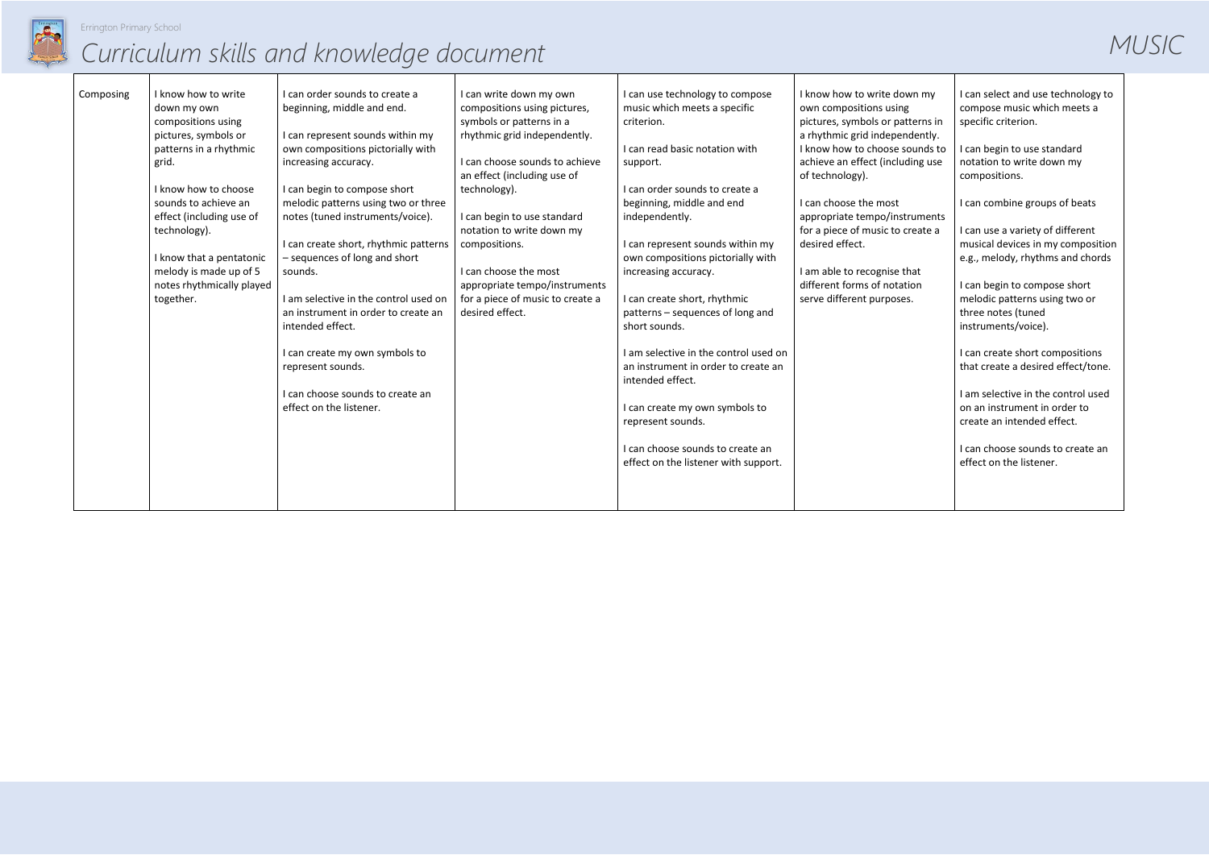| | | | | | | |
|---|---|---|---|---|---|---|
| Composing | I know how to write down my own compositions using pictures, symbols or patterns in a rhythmic grid.<br><br>I know how to choose sounds to achieve an effect (including use of technology).<br><br>I know that a pentatonic melody is made up of 5 notes rhythmically played together. | I can order sounds to create a beginning, middle and end.<br><br>I can represent sounds within my own compositions pictorially with increasing accuracy.<br><br>I can begin to compose short melodic patterns using two or three notes (tuned instruments/voice).<br><br>I can create short, rhythmic patterns – sequences of long and short sounds.<br><br>I am selective in the control used on an instrument in order to create an intended effect.<br><br>I can create my own symbols to represent sounds.<br><br>I can choose sounds to create an effect on the listener. | I can write down my own compositions using pictures, symbols or patterns in a rhythmic grid independently.<br><br>I can choose sounds to achieve an effect (including use of technology).<br><br>I can begin to use standard notation to write down my compositions.<br><br>I can choose the most appropriate tempo/instruments for a piece of music to create a desired effect. | I can use technology to compose music which meets a specific criterion.<br><br>I can read basic notation with support.<br><br>I can order sounds to create a beginning, middle and end independently.<br><br>I can represent sounds within my own compositions pictorially with increasing accuracy.<br><br>I can create short, rhythmic patterns – sequences of long and short sounds.<br><br>I am selective in the control used on an instrument in order to create an intended effect.<br><br>I can create my own symbols to represent sounds.<br><br>I can choose sounds to create an effect on the listener with support. | I know how to write down my own compositions using pictures, symbols or patterns in a rhythmic grid independently. I know how to choose sounds to achieve an effect (including use of technology).<br><br>I can choose the most appropriate tempo/instruments for a piece of music to create a desired effect.<br><br>I am able to recognise that different forms of notation serve different purposes. | I can select and use technology to compose music which meets a specific criterion.<br><br>I can begin to use standard notation to write down my compositions.<br><br>I can combine groups of beats<br><br>I can use a variety of different musical devices in my composition e.g., melody, rhythms and chords<br><br>I can begin to compose short melodic patterns using two or three notes (tuned instruments/voice).<br><br>I can create short compositions that create a desired effect/tone.<br><br>I am selective in the control used on an instrument in order to create an intended effect.<br><br>I can choose sounds to create an effect on the listener. |